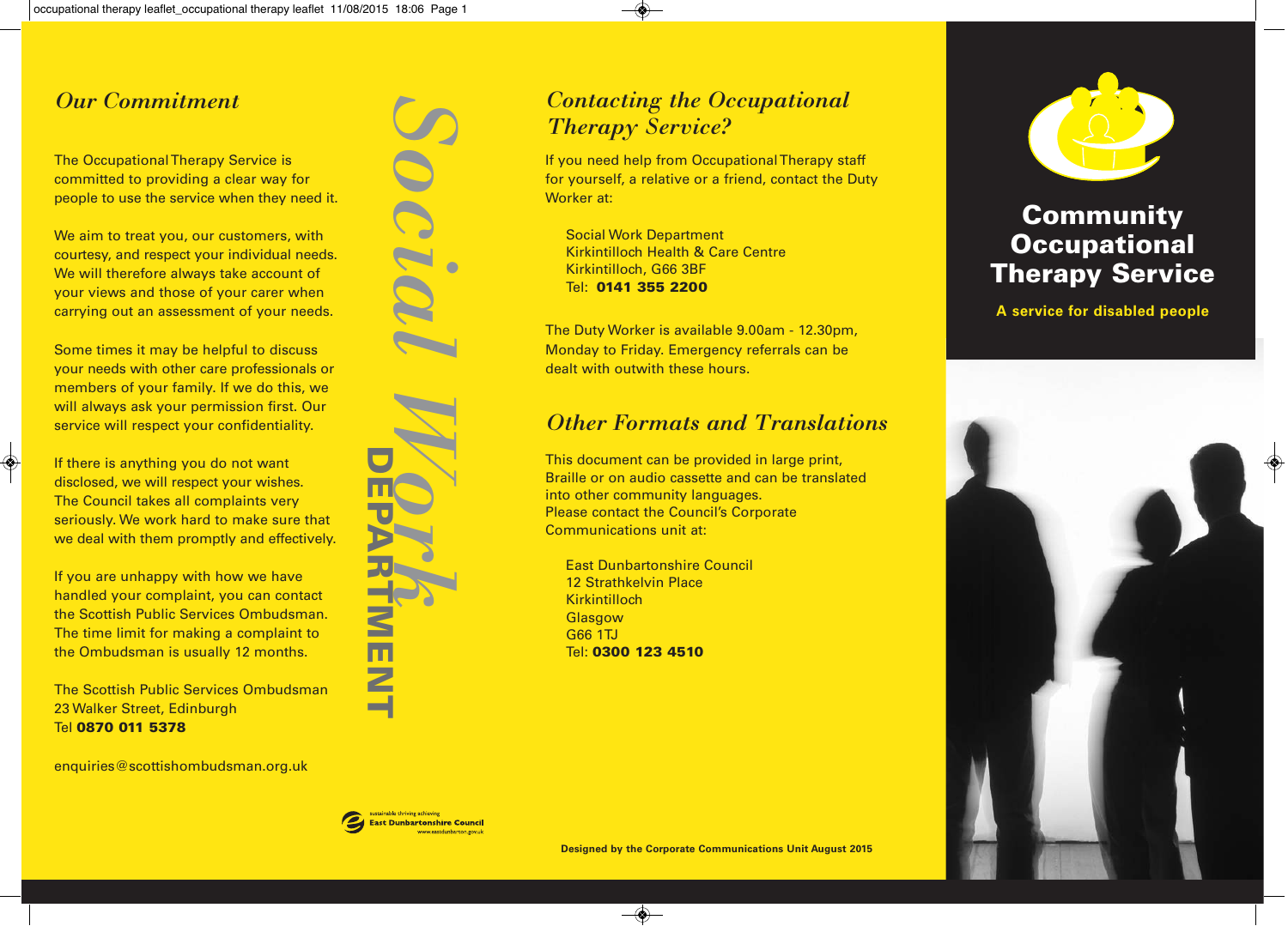## Our Commitment

The Occupational Therapy Service is committed to providing a clear way for people to use the service when they need it.

We aim to treat you, our customers, with courtesy, and respect your individual needs. We will therefore always take account of your views and those of your carer when carrying out an assessment of your needs.

Some times it may be helpful to discuss your needs with other care professionals or members of your family. If we do this, we will always ask your permission first. Our service will respect your confidentiality.

If there is anything you do not want disclosed, we will respect your wishes. The Council takes all complaints very seriously. We work hard to make sure that we deal with them promptly and effectively.

If you are unhappy with how we have handled your complaint, you can contact the Scottish Public Services Ombudsman. The time limit for making a complaint to the Ombudsman is usually 12 months.

The Scottish Public Services Ombudsman
23 Walker Street, Edinburgh
Tel **0870 011 5378**

enquiries@scottishombudsman.org.uk

*Social Work* **DEPARTMENT**

East Dunbartonshire Council – sustainable thriving achieving – www.eastdunbarton.gov.uk

## Contacting the Occupational Therapy Service?

If you need help from Occupational Therapy staff for yourself, a relative or a friend, contact the Duty Worker at:

Social Work Department
Kirkintilloch Health & Care Centre
Kirkintilloch, G66 3BF
Tel: **0141 355 2200**

The Duty Worker is available 9.00am - 12.30pm, Monday to Friday. Emergency referrals can be dealt with outwith these hours.

## Other Formats and Translations

This document can be provided in large print, Braille or on audio cassette and can be translated into other community languages.
Please contact the Council's Corporate Communications unit at:

East Dunbartonshire Council
12 Strathkelvin Place
Kirkintilloch
Glasgow
G66 1TJ
Tel: **0300 123 4510**

**Designed by the Corporate Communications Unit August 2015**

# Community Occupational Therapy Service

**A service for disabled people**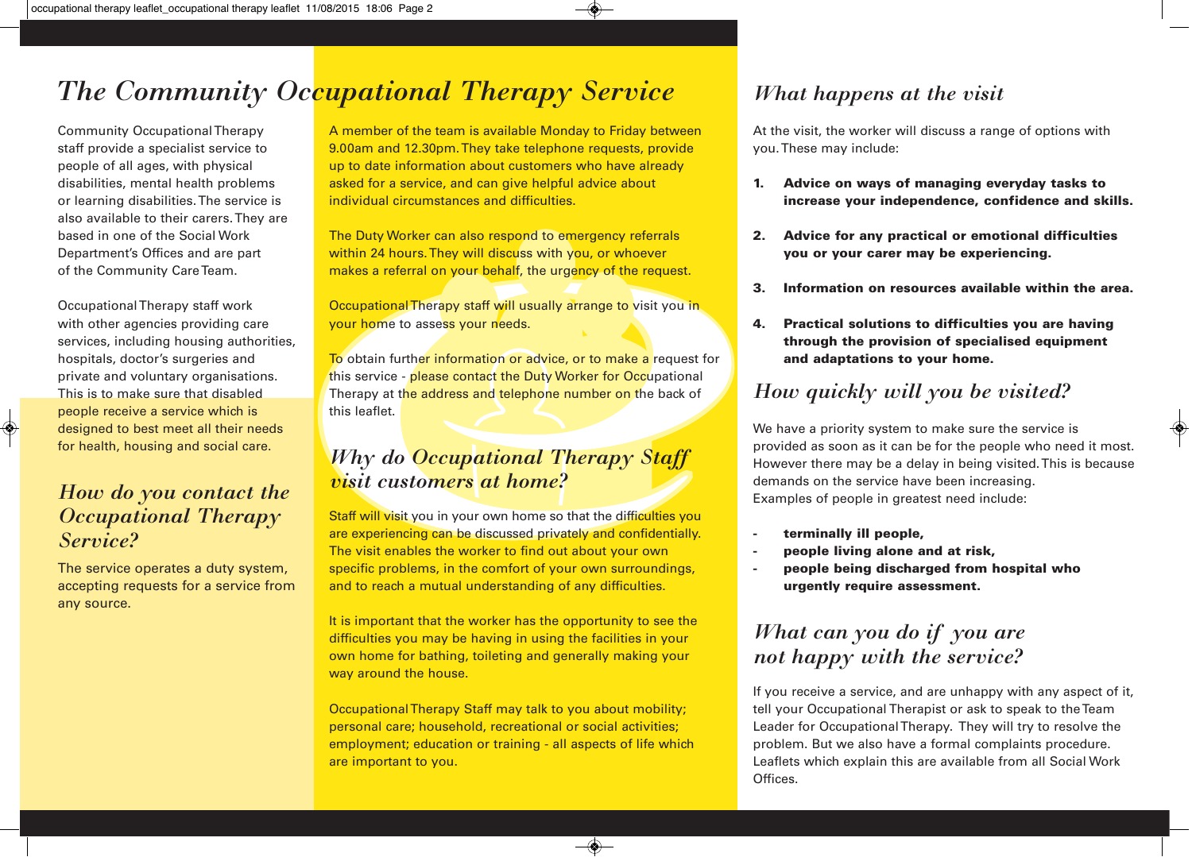# The Community Occupational Therapy Service

Community Occupational Therapy staff provide a specialist service to people of all ages, with physical disabilities, mental health problems or learning disabilities. The service is also available to their carers. They are based in one of the Social Work Department's Offices and are part of the Community Care Team.

Occupational Therapy staff work with other agencies providing care services, including housing authorities, hospitals, doctor's surgeries and private and voluntary organisations. This is to make sure that disabled people receive a service which is designed to best meet all their needs for health, housing and social care.

## *How do you contact the Occupational Therapy Service?*

The service operates a duty system, accepting requests for a service from any source.

A member of the team is available Monday to Friday between 9.00am and 12.30pm. They take telephone requests, provide up to date information about customers who have already asked for a service, and can give helpful advice about individual circumstances and difficulties.

The Duty Worker can also respond to emergency referrals within 24 hours. They will discuss with you, or whoever makes a referral on your behalf, the urgency of the request.

Occupational Therapy staff will usually arrange to visit you in your home to assess your needs.

To obtain further information or advice, or to make a request for this service - please contact the Duty Worker for Occupational Therapy at the address and telephone number on the back of this leaflet.

## *Why do Occupational Therapy Staff visit customers at home?*

Staff will visit you in your own home so that the difficulties you are experiencing can be discussed privately and confidentially. The visit enables the worker to find out about your own specific problems, in the comfort of your own surroundings, and to reach a mutual understanding of any difficulties.

It is important that the worker has the opportunity to see the difficulties you may be having in using the facilities in your own home for bathing, toileting and generally making your way around the house.

Occupational Therapy Staff may talk to you about mobility; personal care; household, recreational or social activities; employment; education or training - all aspects of life which are important to you.

## *What happens at the visit*

At the visit, the worker will discuss a range of options with you. These may include:

1. **Advice on ways of managing everyday tasks to increase your independence, confidence and skills.**
2. **Advice for any practical or emotional difficulties you or your carer may be experiencing.**
3. **Information on resources available within the area.**
4. **Practical solutions to difficulties you are having through the provision of specialised equipment and adaptations to your home.**

## *How quickly will you be visited?*

We have a priority system to make sure the service is provided as soon as it can be for the people who need it most. However there may be a delay in being visited. This is because demands on the service have been increasing. Examples of people in greatest need include:

- **terminally ill people,**
- **people living alone and at risk,**
- **people being discharged from hospital who urgently require assessment.**

## *What can you do if you are not happy with the service?*

If you receive a service, and are unhappy with any aspect of it, tell your Occupational Therapist or ask to speak to the Team Leader for Occupational Therapy. They will try to resolve the problem. But we also have a formal complaints procedure. Leaflets which explain this are available from all Social Work Offices.